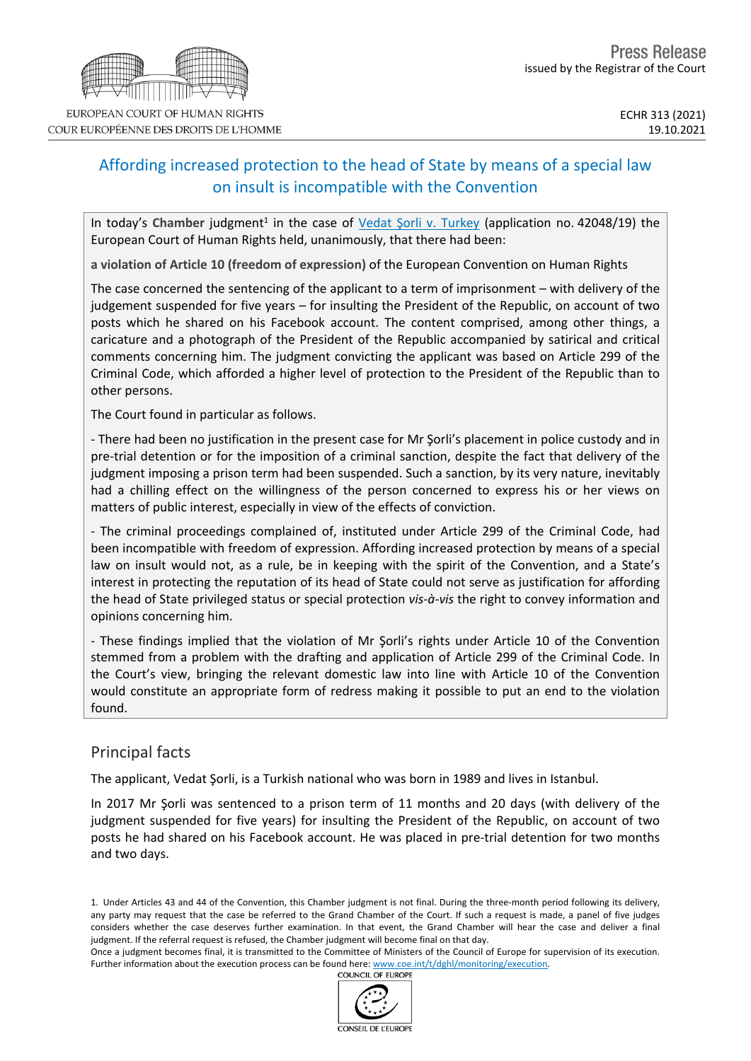Press Release
issued by the Registrar of the Court

ECHR 313 (2021)
19.10.2021

# Affording increased protection to the head of State by means of a special law on insult is incompatible with the Convention

In today's **Chamber** judgment[1] in the case of Vedat Şorli v. Turkey (application no. 42048/19) the European Court of Human Rights held, unanimously, that there had been:

**a violation of Article 10 (freedom of expression)** of the European Convention on Human Rights

The case concerned the sentencing of the applicant to a term of imprisonment – with delivery of the judgement suspended for five years – for insulting the President of the Republic, on account of two posts which he shared on his Facebook account. The content comprised, among other things, a caricature and a photograph of the President of the Republic accompanied by satirical and critical comments concerning him. The judgment convicting the applicant was based on Article 299 of the Criminal Code, which afforded a higher level of protection to the President of the Republic than to other persons.

The Court found in particular as follows.

- There had been no justification in the present case for Mr Şorli's placement in police custody and in pre-trial detention or for the imposition of a criminal sanction, despite the fact that delivery of the judgment imposing a prison term had been suspended. Such a sanction, by its very nature, inevitably had a chilling effect on the willingness of the person concerned to express his or her views on matters of public interest, especially in view of the effects of conviction.

- The criminal proceedings complained of, instituted under Article 299 of the Criminal Code, had been incompatible with freedom of expression. Affording increased protection by means of a special law on insult would not, as a rule, be in keeping with the spirit of the Convention, and a State's interest in protecting the reputation of its head of State could not serve as justification for affording the head of State privileged status or special protection *vis-à-vis* the right to convey information and opinions concerning him.

- These findings implied that the violation of Mr Şorli's rights under Article 10 of the Convention stemmed from a problem with the drafting and application of Article 299 of the Criminal Code. In the Court's view, bringing the relevant domestic law into line with Article 10 of the Convention would constitute an appropriate form of redress making it possible to put an end to the violation found.

## Principal facts

The applicant, Vedat Şorli, is a Turkish national who was born in 1989 and lives in Istanbul.

In 2017 Mr Şorli was sentenced to a prison term of 11 months and 20 days (with delivery of the judgment suspended for five years) for insulting the President of the Republic, on account of two posts he had shared on his Facebook account. He was placed in pre-trial detention for two months and two days.

---

1. Under Articles 43 and 44 of the Convention, this Chamber judgment is not final. During the three-month period following its delivery, any party may request that the case be referred to the Grand Chamber of the Court. If such a request is made, a panel of five judges considers whether the case deserves further examination. In that event, the Grand Chamber will hear the case and deliver a final judgment. If the referral request is refused, the Chamber judgment will become final on that day.
Once a judgment becomes final, it is transmitted to the Committee of Ministers of the Council of Europe for supervision of its execution. Further information about the execution process can be found here: www.coe.int/t/dghl/monitoring/execution.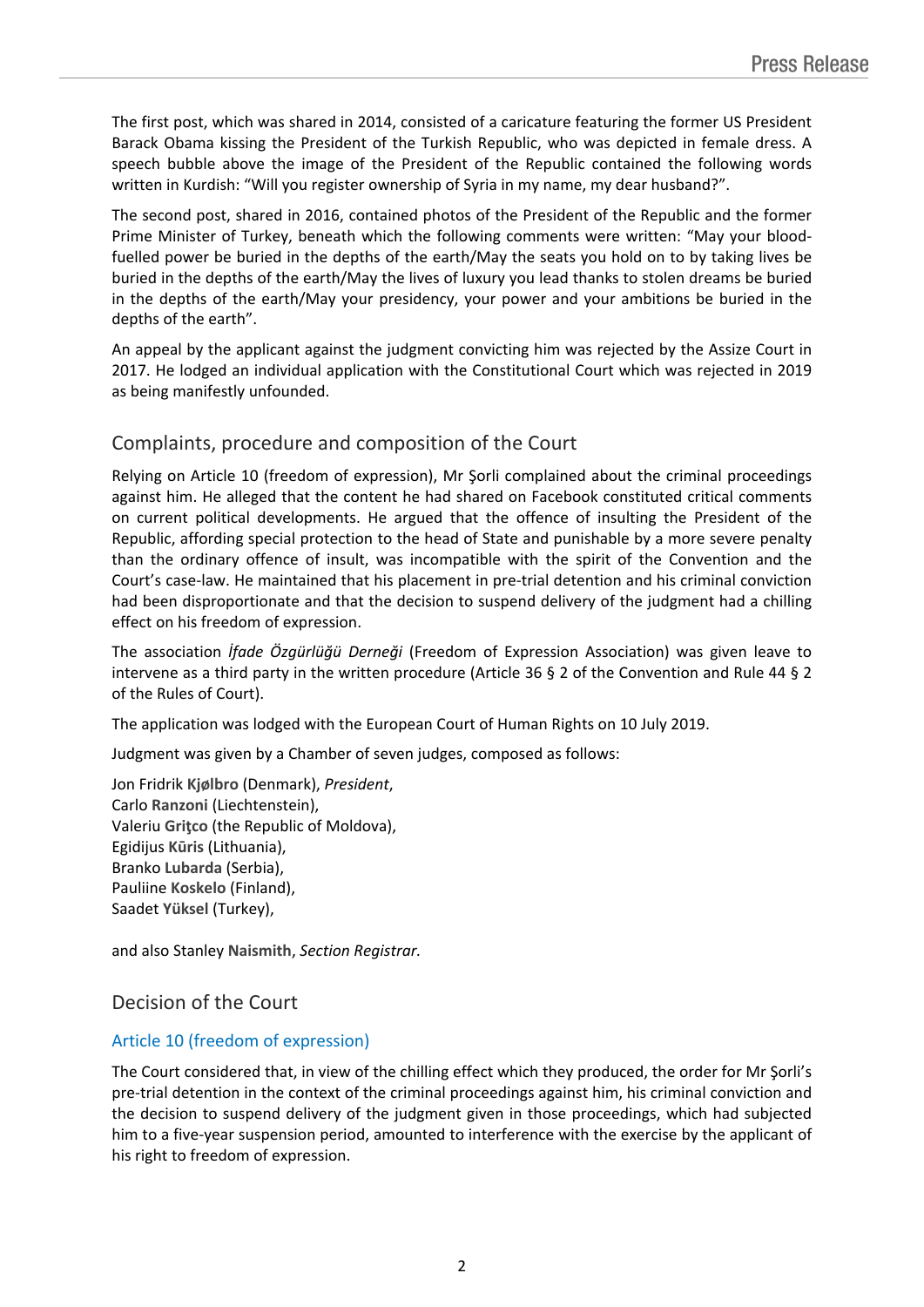The first post, which was shared in 2014, consisted of a caricature featuring the former US President Barack Obama kissing the President of the Turkish Republic, who was depicted in female dress. A speech bubble above the image of the President of the Republic contained the following words written in Kurdish: “Will you register ownership of Syria in my name, my dear husband?”.

The second post, shared in 2016, contained photos of the President of the Republic and the former Prime Minister of Turkey, beneath which the following comments were written: “May your blood-fuelled power be buried in the depths of the earth/May the seats you hold on to by taking lives be buried in the depths of the earth/May the lives of luxury you lead thanks to stolen dreams be buried in the depths of the earth/May your presidency, your power and your ambitions be buried in the depths of the earth”.

An appeal by the applicant against the judgment convicting him was rejected by the Assize Court in 2017. He lodged an individual application with the Constitutional Court which was rejected in 2019 as being manifestly unfounded.

## Complaints, procedure and composition of the Court

Relying on Article 10 (freedom of expression), Mr Şorli complained about the criminal proceedings against him. He alleged that the content he had shared on Facebook constituted critical comments on current political developments. He argued that the offence of insulting the President of the Republic, affording special protection to the head of State and punishable by a more severe penalty than the ordinary offence of insult, was incompatible with the spirit of the Convention and the Court’s case-law. He maintained that his placement in pre-trial detention and his criminal conviction had been disproportionate and that the decision to suspend delivery of the judgment had a chilling effect on his freedom of expression.

The association *İfade Özgürlüğü Derneği* (Freedom of Expression Association) was given leave to intervene as a third party in the written procedure (Article 36 § 2 of the Convention and Rule 44 § 2 of the Rules of Court).

The application was lodged with the European Court of Human Rights on 10 July 2019.

Judgment was given by a Chamber of seven judges, composed as follows:

Jon Fridrik **Kjølbro** (Denmark), *President*,  
Carlo **Ranzoni** (Liechtenstein),  
Valeriu **Griţco** (the Republic of Moldova),  
Egidijus **Kūris** (Lithuania),  
Branko **Lubarda** (Serbia),  
Pauliine **Koskelo** (Finland),  
Saadet **Yüksel** (Turkey),

and also Stanley **Naismith**, *Section Registrar.*

## Decision of the Court

### Article 10 (freedom of expression)

The Court considered that, in view of the chilling effect which they produced, the order for Mr Şorli’s pre-trial detention in the context of the criminal proceedings against him, his criminal conviction and the decision to suspend delivery of the judgment given in those proceedings, which had subjected him to a five-year suspension period, amounted to interference with the exercise by the applicant of his right to freedom of expression.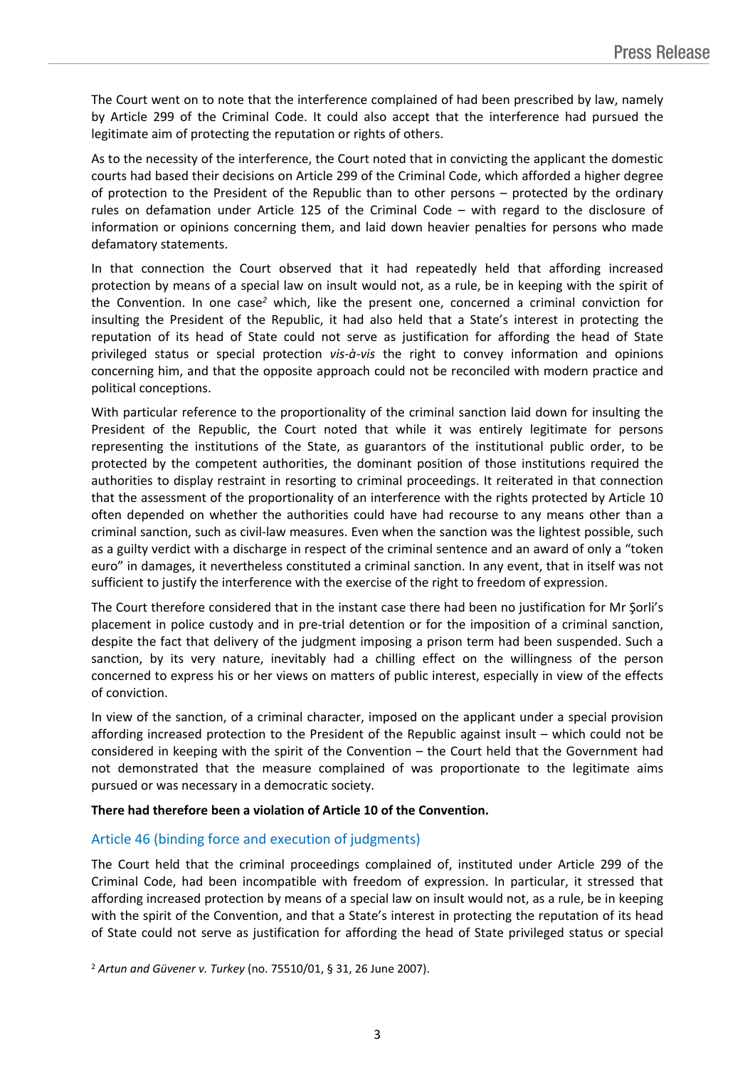The Court went on to note that the interference complained of had been prescribed by law, namely by Article 299 of the Criminal Code. It could also accept that the interference had pursued the legitimate aim of protecting the reputation or rights of others.

As to the necessity of the interference, the Court noted that in convicting the applicant the domestic courts had based their decisions on Article 299 of the Criminal Code, which afforded a higher degree of protection to the President of the Republic than to other persons – protected by the ordinary rules on defamation under Article 125 of the Criminal Code – with regard to the disclosure of information or opinions concerning them, and laid down heavier penalties for persons who made defamatory statements.

In that connection the Court observed that it had repeatedly held that affording increased protection by means of a special law on insult would not, as a rule, be in keeping with the spirit of the Convention. In one case[2] which, like the present one, concerned a criminal conviction for insulting the President of the Republic, it had also held that a State's interest in protecting the reputation of its head of State could not serve as justification for affording the head of State privileged status or special protection *vis-à-vis* the right to convey information and opinions concerning him, and that the opposite approach could not be reconciled with modern practice and political conceptions.

With particular reference to the proportionality of the criminal sanction laid down for insulting the President of the Republic, the Court noted that while it was entirely legitimate for persons representing the institutions of the State, as guarantors of the institutional public order, to be protected by the competent authorities, the dominant position of those institutions required the authorities to display restraint in resorting to criminal proceedings. It reiterated in that connection that the assessment of the proportionality of an interference with the rights protected by Article 10 often depended on whether the authorities could have had recourse to any means other than a criminal sanction, such as civil-law measures. Even when the sanction was the lightest possible, such as a guilty verdict with a discharge in respect of the criminal sentence and an award of only a "token euro" in damages, it nevertheless constituted a criminal sanction. In any event, that in itself was not sufficient to justify the interference with the exercise of the right to freedom of expression.

The Court therefore considered that in the instant case there had been no justification for Mr Şorli's placement in police custody and in pre-trial detention or for the imposition of a criminal sanction, despite the fact that delivery of the judgment imposing a prison term had been suspended. Such a sanction, by its very nature, inevitably had a chilling effect on the willingness of the person concerned to express his or her views on matters of public interest, especially in view of the effects of conviction.

In view of the sanction, of a criminal character, imposed on the applicant under a special provision affording increased protection to the President of the Republic against insult – which could not be considered in keeping with the spirit of the Convention – the Court held that the Government had not demonstrated that the measure complained of was proportionate to the legitimate aims pursued or was necessary in a democratic society.

**There had therefore been a violation of Article 10 of the Convention.**

### Article 46 (binding force and execution of judgments)

The Court held that the criminal proceedings complained of, instituted under Article 299 of the Criminal Code, had been incompatible with freedom of expression. In particular, it stressed that affording increased protection by means of a special law on insult would not, as a rule, be in keeping with the spirit of the Convention, and that a State's interest in protecting the reputation of its head of State could not serve as justification for affording the head of State privileged status or special

[2] *Artun and Güvener v. Turkey* (no. 75510/01, § 31, 26 June 2007).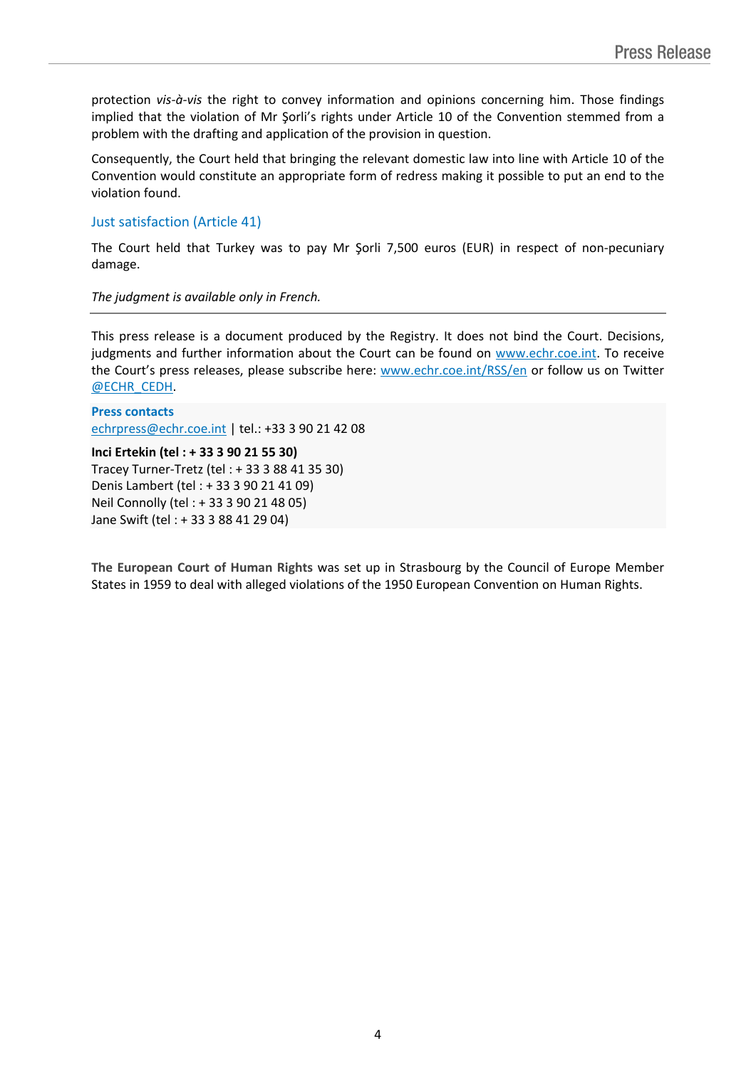protection *vis-à-vis* the right to convey information and opinions concerning him. Those findings implied that the violation of Mr Şorli's rights under Article 10 of the Convention stemmed from a problem with the drafting and application of the provision in question.

Consequently, the Court held that bringing the relevant domestic law into line with Article 10 of the Convention would constitute an appropriate form of redress making it possible to put an end to the violation found.

### Just satisfaction (Article 41)

The Court held that Turkey was to pay Mr Şorli 7,500 euros (EUR) in respect of non-pecuniary damage.

*The judgment is available only in French.*

---

This press release is a document produced by the Registry. It does not bind the Court. Decisions, judgments and further information about the Court can be found on www.echr.coe.int. To receive the Court's press releases, please subscribe here: www.echr.coe.int/RSS/en or follow us on Twitter @ECHR_CEDH.

**Press contacts**
echrpress@echr.coe.int | tel.: +33 3 90 21 42 08

**Inci Ertekin (tel : + 33 3 90 21 55 30)**
Tracey Turner-Tretz (tel : + 33 3 88 41 35 30)
Denis Lambert (tel : + 33 3 90 21 41 09)
Neil Connolly (tel : + 33 3 90 21 48 05)
Jane Swift (tel : + 33 3 88 41 29 04)

**The European Court of Human Rights** was set up in Strasbourg by the Council of Europe Member States in 1959 to deal with alleged violations of the 1950 European Convention on Human Rights.